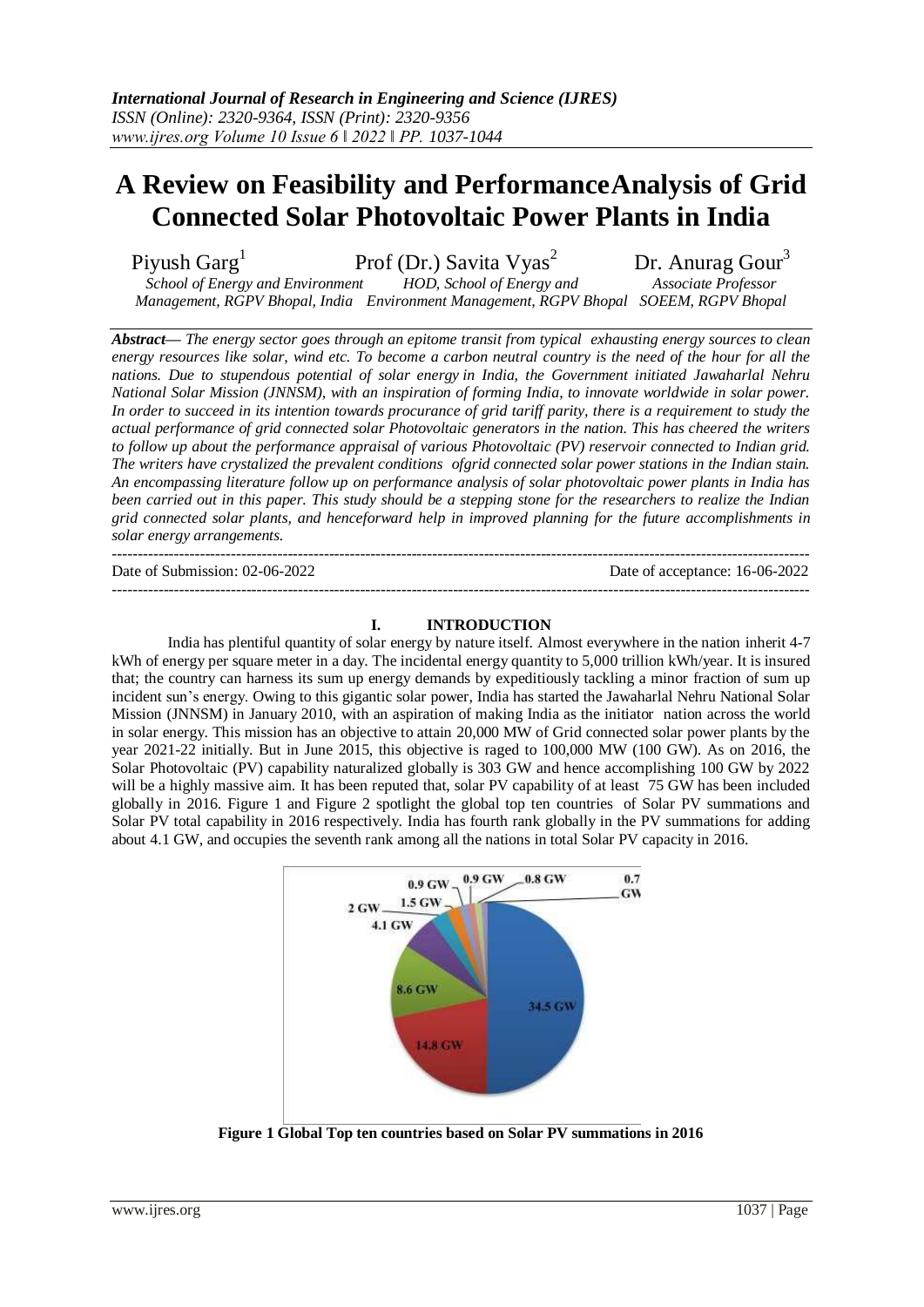# A Review on Feasibility and PerformanceAnalysis of Grid Connected Solar Photovoltaic Power Plants in India

Piyush Garg[1] — School of Energy and Environment Management, RGPV Bhopal, India

Prof (Dr.) Savita Vyas[2] — HOD, School of Energy and Environment Management, RGPV Bhopal

Dr. Anurag Gour[3] — Associate Professor SOEEM, RGPV Bhopal

***Abstract—*** *The energy sector goes through an epitome transit from typical exhausting energy sources to clean energy resources like solar, wind etc. To become a carbon neutral country is the need of the hour for all the nations. Due to stupendous potential of solar energy in India, the Government initiated Jawaharlal Nehru National Solar Mission (JNNSM), with an inspiration of forming India, to innovate worldwide in solar power. In order to succeed in its intention towards procurance of grid tariff parity, there is a requirement to study the actual performance of grid connected solar Photovoltaic generators in the nation. This has cheered the writers to follow up about the performance appraisal of various Photovoltaic (PV) reservoir connected to Indian grid. The writers have crystalized the prevalent conditions ofgrid connected solar power stations in the Indian stain. An encompassing literature follow up on performance analysis of solar photovoltaic power plants in India has been carried out in this paper. This study should be a stepping stone for the researchers to realize the Indian grid connected solar plants, and henceforward help in improved planning for the future accomplishments in solar energy arrangements.*

Date of Submission: 02-06-2022 | Date of acceptance: 16-06-2022

## I. INTRODUCTION

India has plentiful quantity of solar energy by nature itself. Almost everywhere in the nation inherit 4-7 kWh of energy per square meter in a day. The incidental energy quantity to 5,000 trillion kWh/year. It is insured that; the country can harness its sum up energy demands by expeditiously tackling a minor fraction of sum up incident sun's energy. Owing to this gigantic solar power, India has started the Jawaharlal Nehru National Solar Mission (JNNSM) in January 2010, with an aspiration of making India as the initiator nation across the world in solar energy. This mission has an objective to attain 20,000 MW of Grid connected solar power plants by the year 2021-22 initially. But in June 2015, this objective is raged to 100,000 MW (100 GW). As on 2016, the Solar Photovoltaic (PV) capability naturalized globally is 303 GW and hence accomplishing 100 GW by 2022 will be a highly massive aim. It has been reputed that, solar PV capability of at least 75 GW has been included globally in 2016. Figure 1 and Figure 2 spotlight the global top ten countries of Solar PV summations and Solar PV total capability in 2016 respectively. India has fourth rank globally in the PV summations for adding about 4.1 GW, and occupies the seventh rank among all the nations in total Solar PV capacity in 2016.

**Figure 1 Global Top ten countries based on Solar PV summations in 2016**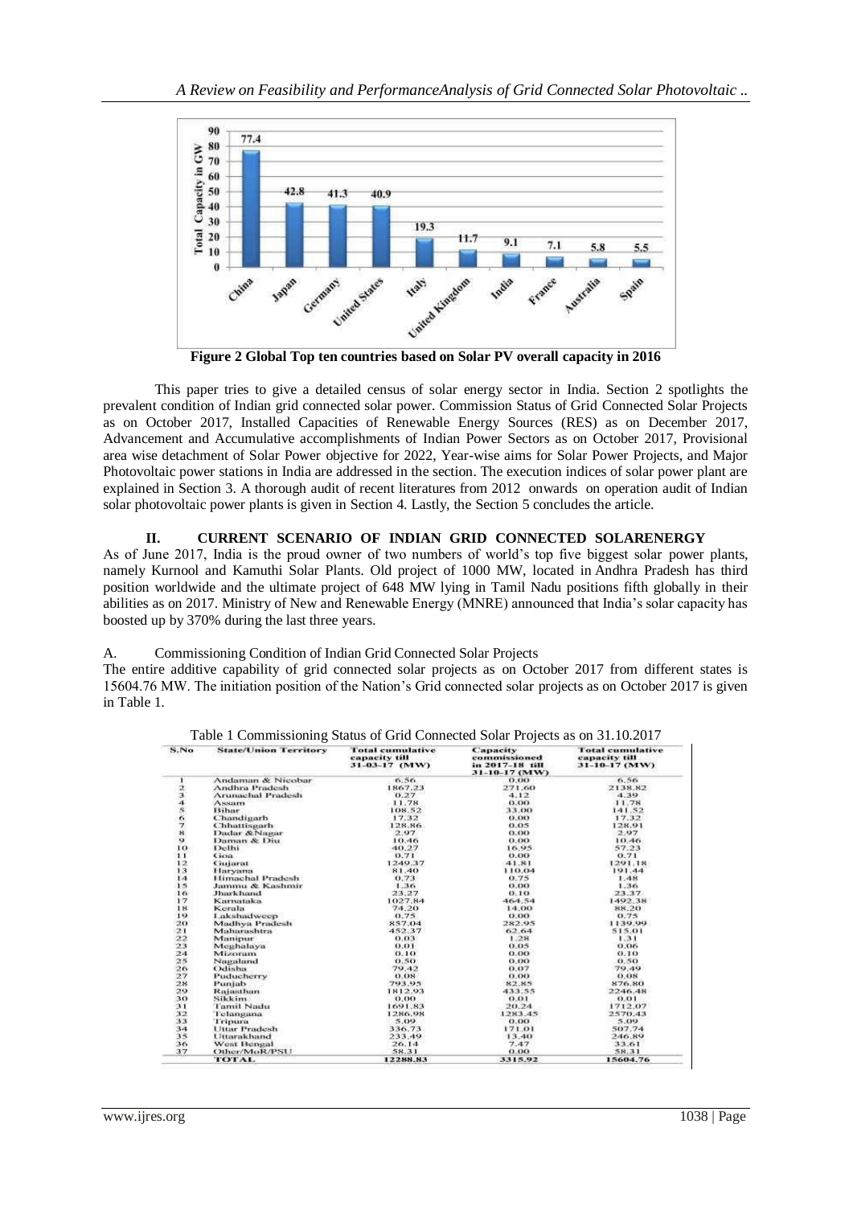Figure 2 Global Top ten countries based on Solar PV overall capacity in 2016

This paper tries to give a detailed census of solar energy sector in India. Section 2 spotlights the prevalent condition of Indian grid connected solar power. Commission Status of Grid Connected Solar Projects as on October 2017, Installed Capacities of Renewable Energy Sources (RES) as on December 2017, Advancement and Accumulative accomplishments of Indian Power Sectors as on October 2017, Provisional area wise detachment of Solar Power objective for 2022, Year-wise aims for Solar Power Projects, and Major Photovoltaic power stations in India are addressed in the section. The execution indices of solar power plant are explained in Section 3. A thorough audit of recent literatures from 2012 onwards on operation audit of Indian solar photovoltaic power plants is given in Section 4. Lastly, the Section 5 concludes the article.

## II. CURRENT SCENARIO OF INDIAN GRID CONNECTED SOLARENERGY

As of June 2017, India is the proud owner of two numbers of world's top five biggest solar power plants, namely Kurnool and Kamuthi Solar Plants. Old project of 1000 MW, located in Andhra Pradesh has third position worldwide and the ultimate project of 648 MW lying in Tamil Nadu positions fifth globally in their abilities as on 2017. Ministry of New and Renewable Energy (MNRE) announced that India's solar capacity has boosted up by 370% during the last three years.

### A. Commissioning Condition of Indian Grid Connected Solar Projects

The entire additive capability of grid connected solar projects as on October 2017 from different states is 15604.76 MW. The initiation position of the Nation's Grid connected solar projects as on October 2017 is given in Table 1.

Table 1 Commissioning Status of Grid Connected Solar Projects as on 31.10.2017

| S.No | State/Union Territory | Total cumulative capacity till 31-03-17 (MW) | Capacity commissioned in 2017-18 till 31-10-17 (MW) | Total cumulative capacity till 31-10-17 (MW) |
|---|---|---|---|---|
| 1 | Andaman & Nicobar | 6.56 | 0.00 | 6.56 |
| 2 | Andhra Pradesh | 1867.23 | 271.60 | 2138.82 |
| 3 | Arunachal Pradesh | 0.27 | 4.12 | 4.39 |
| 4 | Assam | 11.78 | 0.00 | 11.78 |
| 5 | Bihar | 108.52 | 33.00 | 141.52 |
| 6 | Chandigarh | 17.32 | 0.00 | 17.32 |
| 7 | Chhattisgarh | 128.86 | 0.05 | 128.91 |
| 8 | Dadar &Nagar | 2.97 | 0.00 | 2.97 |
| 9 | Daman & Diu | 10.46 | 0.00 | 10.46 |
| 10 | Delhi | 40.27 | 16.95 | 57.23 |
| 11 | Goa | 0.71 | 0.00 | 0.71 |
| 12 | Gujarat | 1249.37 | 41.81 | 1291.18 |
| 13 | Haryana | 81.40 | 110.04 | 191.44 |
| 14 | Himachal Pradesh | 0.73 | 0.75 | 1.48 |
| 15 | Jammu & Kashmir | 1.36 | 0.00 | 1.36 |
| 16 | Jharkhand | 23.27 | 0.10 | 23.37 |
| 17 | Karnataka | 1027.84 | 464.54 | 1492.38 |
| 18 | Kerala | 74.20 | 14.00 | 88.20 |
| 19 | Lakshadweep | 0.75 | 0.00 | 0.75 |
| 20 | Madhya Pradesh | 857.04 | 282.95 | 1139.99 |
| 21 | Maharashtra | 452.37 | 62.64 | 515.01 |
| 22 | Manipur | 0.03 | 1.28 | 1.31 |
| 23 | Meghalaya | 0.01 | 0.05 | 0.06 |
| 24 | Mizoram | 0.10 | 0.00 | 0.10 |
| 25 | Nagaland | 0.50 | 0.00 | 0.50 |
| 26 | Odisha | 79.42 | 0.07 | 79.49 |
| 27 | Puducherry | 0.08 | 0.00 | 0.08 |
| 28 | Punjab | 793.95 | 82.85 | 876.80 |
| 29 | Rajasthan | 1812.93 | 433.55 | 2246.48 |
| 30 | Sikkim | 0.00 | 0.01 | 0.01 |
| 31 | Tamil Nadu | 1691.83 | 20.24 | 1712.07 |
| 32 | Telangana | 1286.98 | 1283.45 | 2570.43 |
| 33 | Tripura | 5.09 | 0.00 | 5.09 |
| 34 | Uttar Pradesh | 336.73 | 171.01 | 507.74 |
| 35 | Uttarakhand | 233.49 | 13.40 | 246.89 |
| 36 | West Bengal | 26.14 | 7.47 | 33.61 |
| 37 | Other/MoR/PSU | 58.31 | 0.00 | 58.31 |
| | TOTAL | 12288.83 | 3315.92 | 15604.76 |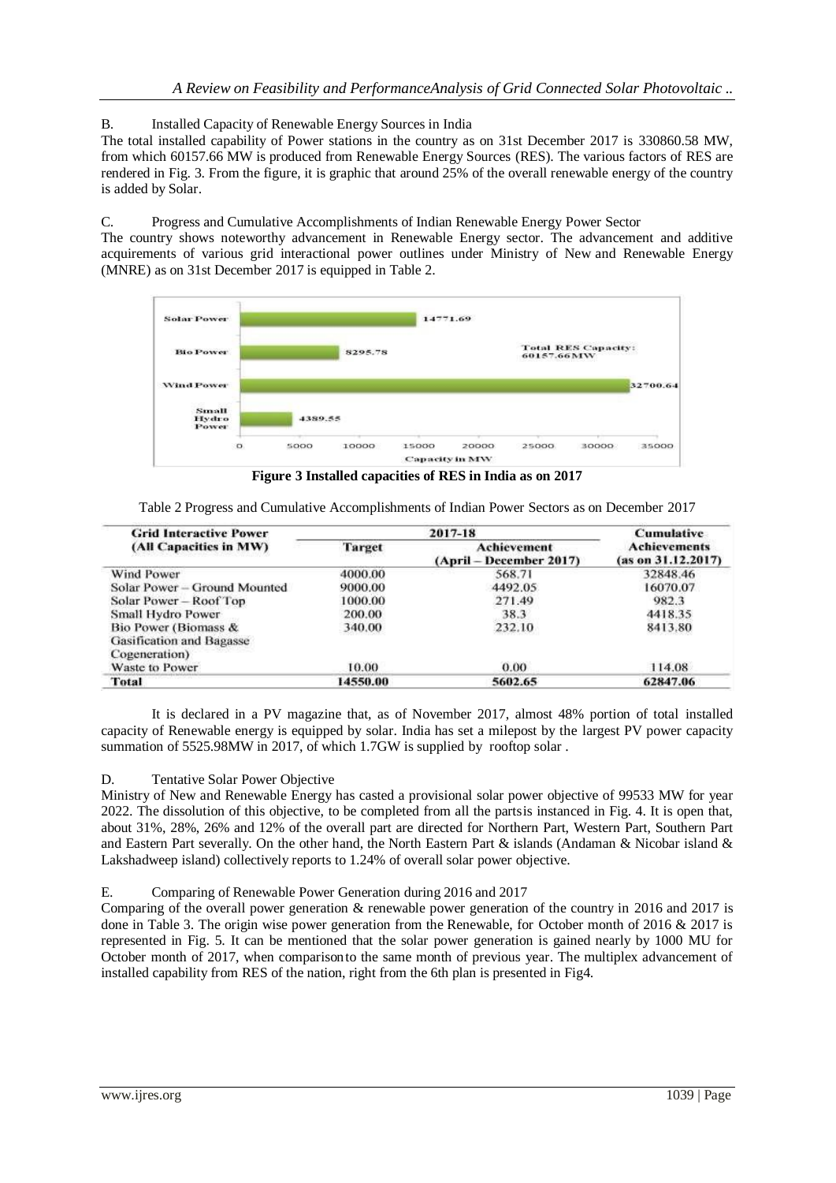B. Installed Capacity of Renewable Energy Sources in India

The total installed capability of Power stations in the country as on 31st December 2017 is 330860.58 MW, from which 60157.66 MW is produced from Renewable Energy Sources (RES). The various factors of RES are rendered in Fig. 3. From the figure, it is graphic that around 25% of the overall renewable energy of the country is added by Solar.

C. Progress and Cumulative Accomplishments of Indian Renewable Energy Power Sector

The country shows noteworthy advancement in Renewable Energy sector. The advancement and additive acquirements of various grid interactional power outlines under Ministry of New and Renewable Energy (MNRE) as on 31st December 2017 is equipped in Table 2.

**Figure 3 Installed capacities of RES in India as on 2017**

Table 2 Progress and Cumulative Accomplishments of Indian Power Sectors as on December 2017

| Grid Interactive Power (All Capacities in MW) | 2017-18 | | Cumulative Achievements (as on 31.12.2017) |
|---|---|---|---|
| | Target | Achievement (April – December 2017) | |
| Wind Power | 4000.00 | 568.71 | 32848.46 |
| Solar Power – Ground Mounted | 9000.00 | 4492.05 | 16070.07 |
| Solar Power – Roof Top | 1000.00 | 271.49 | 982.3 |
| Small Hydro Power | 200.00 | 38.3 | 4418.35 |
| Bio Power (Biomass & Gasification and Bagasse Cogeneration) | 340.00 | 232.10 | 8413.80 |
| Waste to Power | 10.00 | 0.00 | 114.08 |
| **Total** | **14550.00** | **5602.65** | **62847.06** |

It is declared in a PV magazine that, as of November 2017, almost 48% portion of total installed capacity of Renewable energy is equipped by solar. India has set a milepost by the largest PV power capacity summation of 5525.98MW in 2017, of which 1.7GW is supplied by rooftop solar .

D. Tentative Solar Power Objective

Ministry of New and Renewable Energy has casted a provisional solar power objective of 99533 MW for year 2022. The dissolution of this objective, to be completed from all the partsis instanced in Fig. 4. It is open that, about 31%, 28%, 26% and 12% of the overall part are directed for Northern Part, Western Part, Southern Part and Eastern Part severally. On the other hand, the North Eastern Part & islands (Andaman & Nicobar island & Lakshadweep island) collectively reports to 1.24% of overall solar power objective.

E. Comparing of Renewable Power Generation during 2016 and 2017

Comparing of the overall power generation & renewable power generation of the country in 2016 and 2017 is done in Table 3. The origin wise power generation from the Renewable, for October month of 2016 & 2017 is represented in Fig. 5. It can be mentioned that the solar power generation is gained nearly by 1000 MU for October month of 2017, when comparisonto the same month of previous year. The multiplex advancement of installed capability from RES of the nation, right from the 6th plan is presented in Fig4.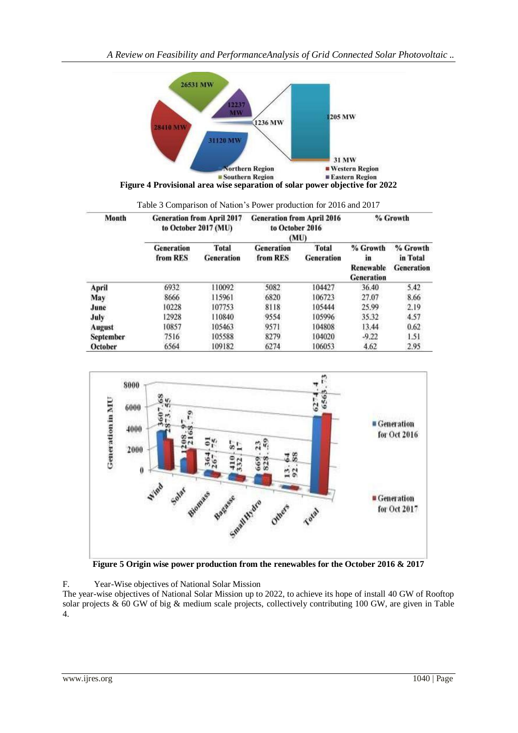Figure 4 Provisional area wise separation of solar power objective for 2022

Table 3 Comparison of Nation's Power production for 2016 and 2017

| Month | Generation from April 2017 to October 2017 (MU) | | Generation from April 2016 to October 2016 (MU) | | % Growth | |
|---|---|---|---|---|---|---|
| | Generation from RES | Total Generation | Generation from RES | Total Generation | % Growth in Renewable Generation | % Growth in Total Generation |
| April | 6932 | 110092 | 5082 | 104427 | 36.40 | 5.42 |
| May | 8666 | 115961 | 6820 | 106723 | 27.07 | 8.66 |
| June | 10228 | 107753 | 8118 | 105444 | 25.99 | 2.19 |
| July | 12928 | 110840 | 9554 | 105996 | 35.32 | 4.57 |
| August | 10857 | 105463 | 9571 | 104808 | 13.44 | 0.62 |
| September | 7516 | 105588 | 8279 | 104020 | -9.22 | 1.51 |
| October | 6564 | 109182 | 6274 | 106053 | 4.62 | 2.95 |

Figure 5 Origin wise power production from the renewables for the October 2016 & 2017

F. Year-Wise objectives of National Solar Mission

The year-wise objectives of National Solar Mission up to 2022, to achieve its hope of install 40 GW of Rooftop solar projects & 60 GW of big & medium scale projects, collectively contributing 100 GW, are given in Table 4.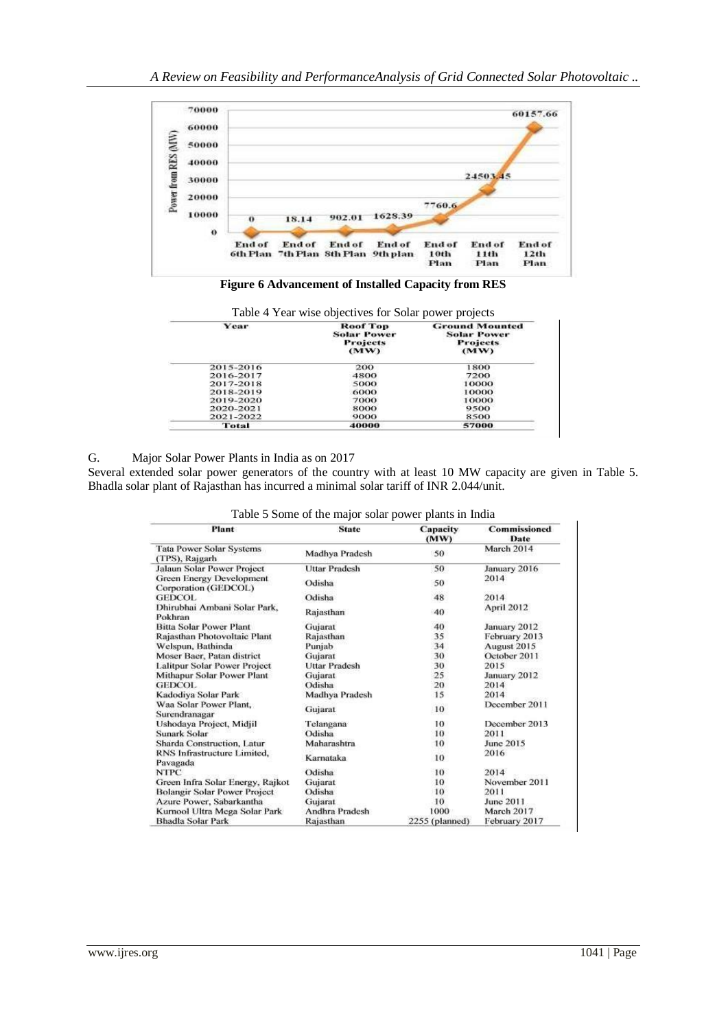Figure 6 Advancement of Installed Capacity from RES

Table 4 Year wise objectives for Solar power projects

| Year | Roof Top Solar Power Projects (MW) | Ground Mounted Solar Power Projects (MW) |
|---|---|---|
| 2015-2016 | 200 | 1800 |
| 2016-2017 | 4800 | 7200 |
| 2017-2018 | 5000 | 10000 |
| 2018-2019 | 6000 | 10000 |
| 2019-2020 | 7000 | 10000 |
| 2020-2021 | 8000 | 9500 |
| 2021-2022 | 9000 | 8500 |
| Total | 40000 | 57000 |

G. Major Solar Power Plants in India as on 2017

Several extended solar power generators of the country with at least 10 MW capacity are given in Table 5. Bhadla solar plant of Rajasthan has incurred a minimal solar tariff of INR 2.044/unit.

Table 5 Some of the major solar power plants in India

| Plant | State | Capacity (MW) | Commissioned Date |
|---|---|---|---|
| Tata Power Solar Systems (TPS), Rajgarh | Madhya Pradesh | 50 | March 2014 |
| Jalaun Solar Power Project | Uttar Pradesh | 50 | January 2016 |
| Green Energy Development Corporation (GEDCOL) | Odisha | 50 | 2014 |
| GEDCOL | Odisha | 48 | 2014 |
| Dhirubhai Ambani Solar Park, Pokhran | Rajasthan | 40 | April 2012 |
| Bitta Solar Power Plant | Gujarat | 40 | January 2012 |
| Rajasthan Photovoltaic Plant | Rajasthan | 35 | February 2013 |
| Welspun, Bathinda | Punjab | 34 | August 2015 |
| Moser Baer, Patan district | Gujarat | 30 | October 2011 |
| Lalitpur Solar Power Project | Uttar Pradesh | 30 | 2015 |
| Mithapur Solar Power Plant | Gujarat | 25 | January 2012 |
| GEDCOL | Odisha | 20 | 2014 |
| Kadodiya Solar Park | Madhya Pradesh | 15 | 2014 |
| Waa Solar Power Plant, Surendranagar | Gujarat | 10 | December 2011 |
| Ushodaya Project, Midjil | Telangana | 10 | December 2013 |
| Sunark Solar | Odisha | 10 | 2011 |
| Sharda Construction, Latur | Maharashtra | 10 | June 2015 |
| RNS Infrastructure Limited, Pavagada | Karnataka | 10 | 2016 |
| NTPC | Odisha | 10 | 2014 |
| Green Infra Solar Energy, Rajkot | Gujarat | 10 | November 2011 |
| Bolangir Solar Power Project | Odisha | 10 | 2011 |
| Azure Power, Sabarkantha | Gujarat | 10 | June 2011 |
| Kurnool Ultra Mega Solar Park | Andhra Pradesh | 1000 | March 2017 |
| Bhadla Solar Park | Rajasthan | 2255 (planned) | February 2017 |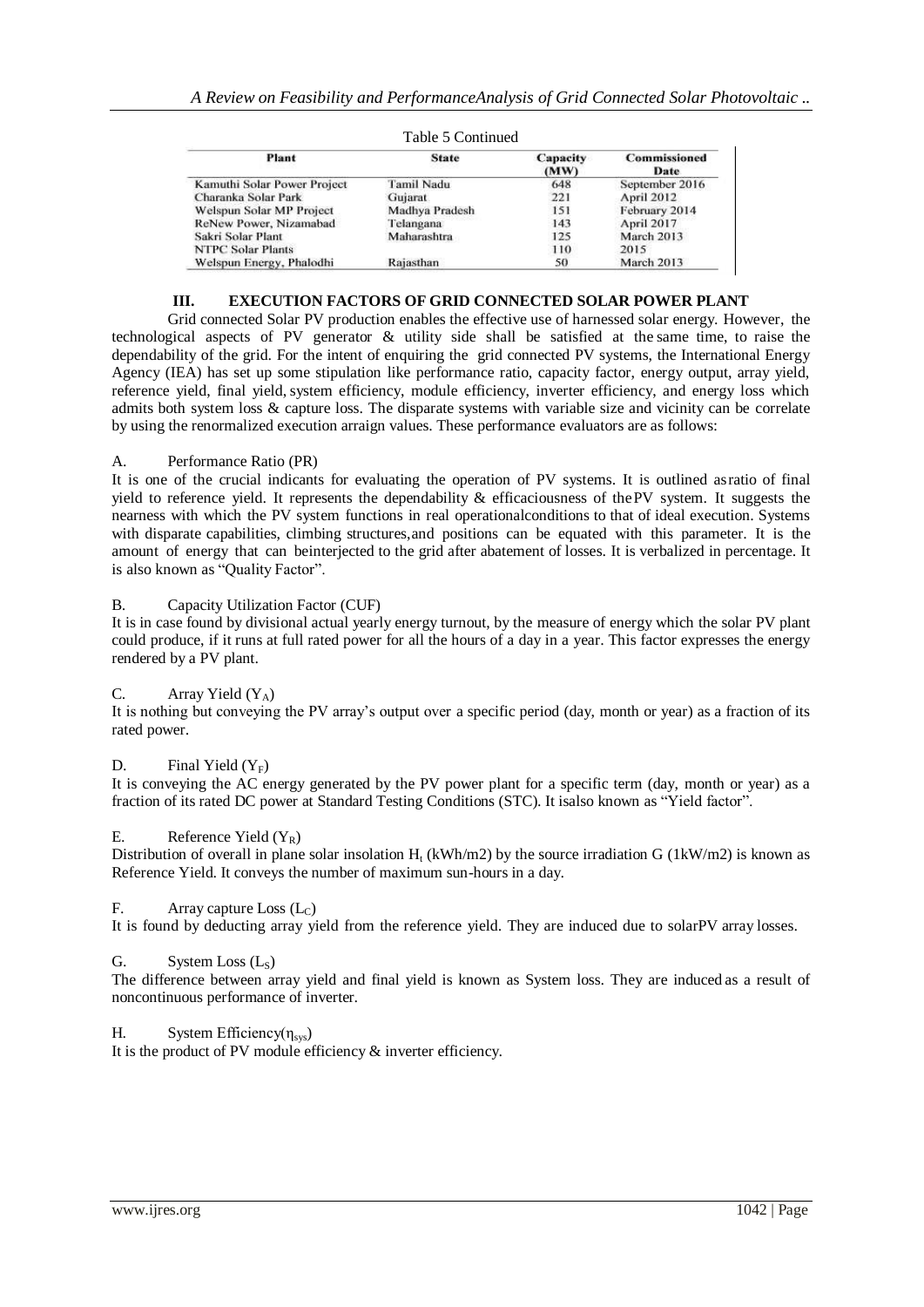Table 5 Continued

| Plant | State | Capacity (MW) | Commissioned Date |
|---|---|---|---|
| Kamuthi Solar Power Project | Tamil Nadu | 648 | September 2016 |
| Charanka Solar Park | Gujarat | 221 | April 2012 |
| Welspun Solar MP Project | Madhya Pradesh | 151 | February 2014 |
| ReNew Power, Nizamabad | Telangana | 143 | April 2017 |
| Sakri Solar Plant | Maharashtra | 125 | March 2013 |
| NTPC Solar Plants | | 110 | 2015 |
| Welspun Energy, Phalodhi | Rajasthan | 50 | March 2013 |

## III. EXECUTION FACTORS OF GRID CONNECTED SOLAR POWER PLANT

Grid connected Solar PV production enables the effective use of harnessed solar energy. However, the technological aspects of PV generator & utility side shall be satisfied at the same time, to raise the dependability of the grid. For the intent of enquiring the grid connected PV systems, the International Energy Agency (IEA) has set up some stipulation like performance ratio, capacity factor, energy output, array yield, reference yield, final yield, system efficiency, module efficiency, inverter efficiency, and energy loss which admits both system loss & capture loss. The disparate systems with variable size and vicinity can be correlate by using the renormalized execution arraign values. These performance evaluators are as follows:

### A. Performance Ratio (PR)

It is one of the crucial indicants for evaluating the operation of PV systems. It is outlined asratio of final yield to reference yield. It represents the dependability & efficaciousness of thePV system. It suggests the nearness with which the PV system functions in real operationalconditions to that of ideal execution. Systems with disparate capabilities, climbing structures,and positions can be equated with this parameter. It is the amount of energy that can beinterjected to the grid after abatement of losses. It is verbalized in percentage. It is also known as "Quality Factor".

### B. Capacity Utilization Factor (CUF)

It is in case found by divisional actual yearly energy turnout, by the measure of energy which the solar PV plant could produce, if it runs at full rated power for all the hours of a day in a year. This factor expresses the energy rendered by a PV plant.

### C. Array Yield ($Y_A$)

It is nothing but conveying the PV array's output over a specific period (day, month or year) as a fraction of its rated power.

### D. Final Yield ($Y_F$)

It is conveying the AC energy generated by the PV power plant for a specific term (day, month or year) as a fraction of its rated DC power at Standard Testing Conditions (STC). It isalso known as "Yield factor".

### E. Reference Yield ($Y_R$)

Distribution of overall in plane solar insolation $H_t$ (kWh/m2) by the source irradiation G (1kW/m2) is known as Reference Yield. It conveys the number of maximum sun-hours in a day.

### F. Array capture Loss ($L_C$)

It is found by deducting array yield from the reference yield. They are induced due to solarPV array losses.

### G. System Loss ($L_S$)

The difference between array yield and final yield is known as System loss. They are induced as a result of noncontinuous performance of inverter.

### H. System Efficiency($\eta_{sys}$)

It is the product of PV module efficiency & inverter efficiency.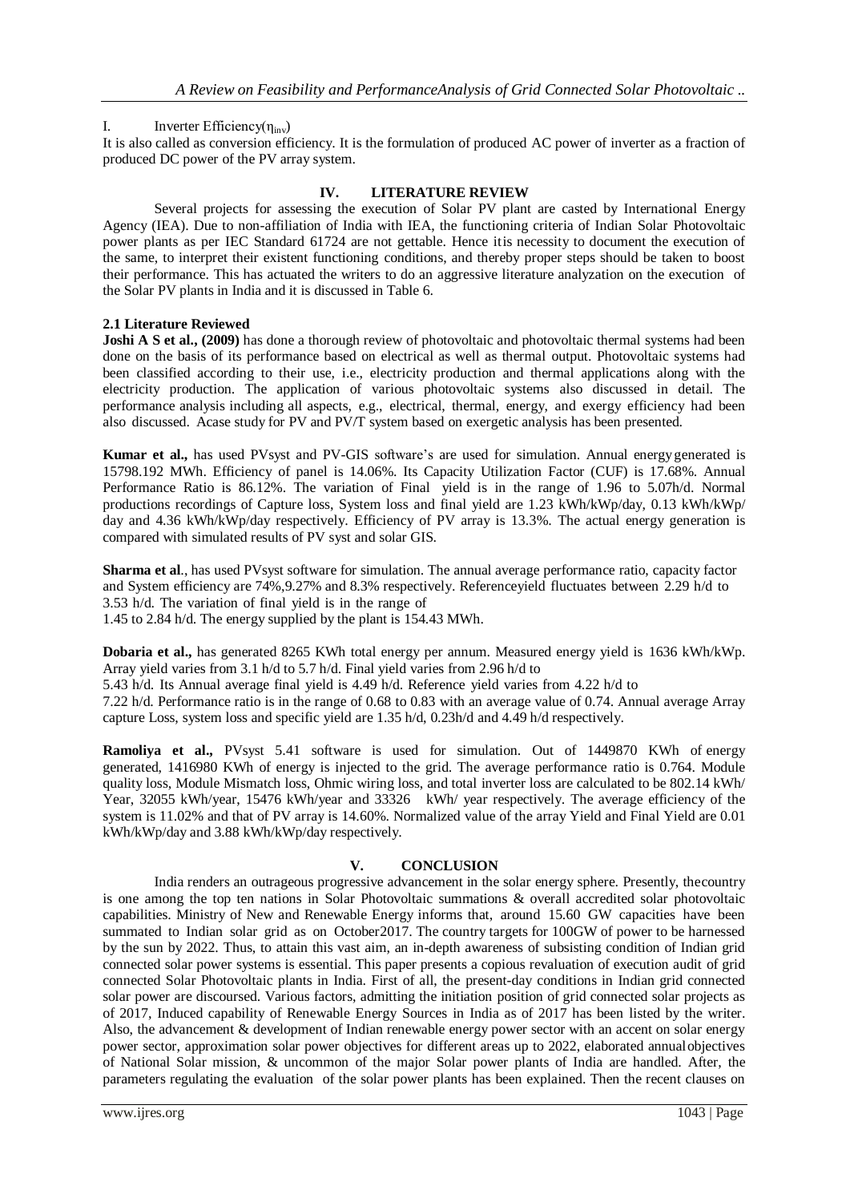I. Inverter Efficiency($\eta_{inv}$)

It is also called as conversion efficiency. It is the formulation of produced AC power of inverter as a fraction of produced DC power of the PV array system.

## IV. LITERATURE REVIEW

Several projects for assessing the execution of Solar PV plant are casted by International Energy Agency (IEA). Due to non-affiliation of India with IEA, the functioning criteria of Indian Solar Photovoltaic power plants as per IEC Standard 61724 are not gettable. Hence itis necessity to document the execution of the same, to interpret their existent functioning conditions, and thereby proper steps should be taken to boost their performance. This has actuated the writers to do an aggressive literature analyzation on the execution of the Solar PV plants in India and it is discussed in Table 6.

### 2.1 Literature Reviewed

**Joshi A S et al., (2009)** has done a thorough review of photovoltaic and photovoltaic thermal systems had been done on the basis of its performance based on electrical as well as thermal output. Photovoltaic systems had been classified according to their use, i.e., electricity production and thermal applications along with the electricity production. The application of various photovoltaic systems also discussed in detail. The performance analysis including all aspects, e.g., electrical, thermal, energy, and exergy efficiency had been also discussed. Acase study for PV and PV/T system based on exergetic analysis has been presented.

**Kumar et al.,** has used PVsyst and PV-GIS software's are used for simulation. Annual energy generated is 15798.192 MWh. Efficiency of panel is 14.06%. Its Capacity Utilization Factor (CUF) is 17.68%. Annual Performance Ratio is 86.12%. The variation of Final yield is in the range of 1.96 to 5.07h/d. Normal productions recordings of Capture loss, System loss and final yield are 1.23 kWh/kWp/day, 0.13 kWh/kWp/ day and 4.36 kWh/kWp/day respectively. Efficiency of PV array is 13.3%. The actual energy generation is compared with simulated results of PV syst and solar GIS.

**Sharma et al**., has used PVsyst software for simulation. The annual average performance ratio, capacity factor and System efficiency are 74%,9.27% and 8.3% respectively. Referenceyield fluctuates between 2.29 h/d to 3.53 h/d. The variation of final yield is in the range of 1.45 to 2.84 h/d. The energy supplied by the plant is 154.43 MWh.

**Dobaria et al.,** has generated 8265 KWh total energy per annum. Measured energy yield is 1636 kWh/kWp. Array yield varies from 3.1 h/d to 5.7 h/d. Final yield varies from 2.96 h/d to 5.43 h/d. Its Annual average final yield is 4.49 h/d. Reference yield varies from 4.22 h/d to 7.22 h/d. Performance ratio is in the range of 0.68 to 0.83 with an average value of 0.74. Annual average Array capture Loss, system loss and specific yield are 1.35 h/d, 0.23h/d and 4.49 h/d respectively.

**Ramoliya et al.,** PVsyst 5.41 software is used for simulation. Out of 1449870 KWh of energy generated, 1416980 KWh of energy is injected to the grid. The average performance ratio is 0.764. Module quality loss, Module Mismatch loss, Ohmic wiring loss, and total inverter loss are calculated to be 802.14 kWh/ Year, 32055 kWh/year, 15476 kWh/year and 33326 kWh/ year respectively. The average efficiency of the system is 11.02% and that of PV array is 14.60%. Normalized value of the array Yield and Final Yield are 0.01 kWh/kWp/day and 3.88 kWh/kWp/day respectively.

## V. CONCLUSION

India renders an outrageous progressive advancement in the solar energy sphere. Presently, thecountry is one among the top ten nations in Solar Photovoltaic summations & overall accredited solar photovoltaic capabilities. Ministry of New and Renewable Energy informs that, around 15.60 GW capacities have been summated to Indian solar grid as on October2017. The country targets for 100GW of power to be harnessed by the sun by 2022. Thus, to attain this vast aim, an in-depth awareness of subsisting condition of Indian grid connected solar power systems is essential. This paper presents a copious revaluation of execution audit of grid connected Solar Photovoltaic plants in India. First of all, the present-day conditions in Indian grid connected solar power are discoursed. Various factors, admitting the initiation position of grid connected solar projects as of 2017, Induced capability of Renewable Energy Sources in India as of 2017 has been listed by the writer. Also, the advancement & development of Indian renewable energy power sector with an accent on solar energy power sector, approximation solar power objectives for different areas up to 2022, elaborated annualobjectives of National Solar mission, & uncommon of the major Solar power plants of India are handled. After, the parameters regulating the evaluation of the solar power plants has been explained. Then the recent clauses on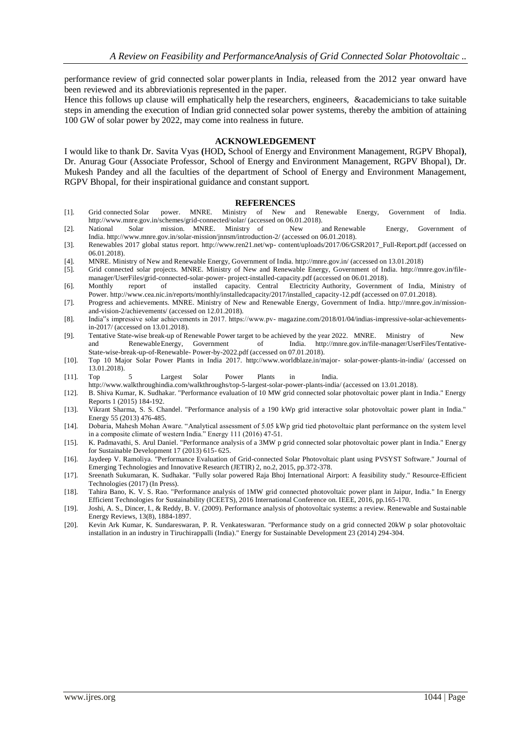performance review of grid connected solar power plants in India, released from the 2012 year onward have been reviewed and its abbreviationis represented in the paper.

Hence this follows up clause will emphatically help the researchers, engineers, &academicians to take suitable steps in amending the execution of Indian grid connected solar power systems, thereby the ambition of attaining 100 GW of solar power by 2022, may come into realness in future.

## ACKNOWLEDGEMENT

I would like to thank Dr. Savita Vyas **(**HOD**,** School of Energy and Environment Management, RGPV Bhopal**)**, Dr. Anurag Gour (Associate Professor, School of Energy and Environment Management, RGPV Bhopal), Dr. Mukesh Pandey and all the faculties of the department of School of Energy and Environment Management, RGPV Bhopal, for their inspirational guidance and constant support.

## REFERENCES

[1]. Grid connected Solar power. MNRE. Ministry of New and Renewable Energy, Government of India. http://www.mnre.gov.in/schemes/grid-connected/solar/ (accessed on 06.01.2018).

[2]. National Solar mission. MNRE. Ministry of New and Renewable Energy, Government of India. http://www.mnre.gov.in/solar-mission/jnnsm/introduction-2/ (accessed on 06.01.2018).

[3]. Renewables 2017 global status report. http://www.ren21.net/wp- content/uploads/2017/06/GSR2017_Full-Report.pdf (accessed on 06.01.2018).

[4]. MNRE. Ministry of New and Renewable Energy, Government of India. http://mnre.gov.in/ (accessed on 13.01.2018)

[5]. Grid connected solar projects. MNRE. Ministry of New and Renewable Energy, Government of India. http://mnre.gov.in/file-manager/UserFiles/grid-connected-solar-power- project-installed-capacity.pdf (accessed on 06.01.2018).

[6]. Monthly report of installed capacity. Central Electricity Authority, Government of India, Ministry of Power. http://www.cea.nic.in/reports/monthly/installedcapacity/2017/installed_capacity-12.pdf (accessed on 07.01.2018).

[7]. Progress and achievements. MNRE. Ministry of New and Renewable Energy, Government of India. http://mnre.gov.in/mission-and-vision-2/achievements/ (accessed on 12.01.2018).

[8]. India"s impressive solar achievements in 2017. https://www.pv- magazine.com/2018/01/04/indias-impressive-solar-achievements-in-2017/ (accessed on 13.01.2018).

[9]. Tentative State-wise break-up of Renewable Power target to be achieved by the year 2022. MNRE. Ministry of New and RenewableEnergy, Government of India. http://mnre.gov.in/file-manager/UserFiles/Tentative-State-wise-break-up-of-Renewable- Power-by-2022.pdf (accessed on 07.01.2018).

[10]. Top 10 Major Solar Power Plants in India 2017. http://www.worldblaze.in/major- solar-power-plants-in-india/ (accessed on 13.01.2018).

[11]. Top 5 Largest Solar Power Plants in India. http://www.walkthroughindia.com/walkthroughs/top-5-largest-solar-power-plants-india/ (accessed on 13.01.2018).

[12]. B. Shiva Kumar, K. Sudhakar. "Performance evaluation of 10 MW grid connected solar photovoltaic power plant in India." Energy Reports 1 (2015) 184-192.

[13]. Vikrant Sharma, S. S. Chandel. "Performance analysis of a 190 kWp grid interactive solar photovoltaic power plant in India." Energy 55 (2013) 476-485.

[14]. Dobaria, Mahesh Mohan Aware. "Analytical assessment of 5.05 kWp grid tied photovoltaic plant performance on the system level in a composite climate of western India." Energy 111 (2016) 47-51.

[15]. K. Padmavathi, S. Arul Daniel. "Performance analysis of a 3MW p grid connected solar photovoltaic power plant in India." Energy for Sustainable Development 17 (2013) 615- 625.

[16]. Jaydeep V. Ramoliya. "Performance Evaluation of Grid-connected Solar Photovoltaic plant using PVSYST Software." Journal of Emerging Technologies and Innovative Research (JETIR) 2, no.2, 2015, pp.372-378.

[17]. Sreenath Sukumaran, K. Sudhakar. "Fully solar powered Raja Bhoj International Airport: A feasibility study." Resource-Efficient Technologies (2017) (In Press).

[18]. Tahira Bano, K. V. S. Rao. "Performance analysis of 1MW grid connected photovoltaic power plant in Jaipur, India." In Energy Efficient Technologies for Sustainability (ICEETS), 2016 International Conference on. IEEE, 2016, pp.165-170.

[19]. Joshi, A. S., Dincer, I., & Reddy, B. V. (2009). Performance analysis of photovoltaic systems: a review. Renewable and Sustainable Energy Reviews, 13(8), 1884-1897.

[20]. Kevin Ark Kumar, K. Sundareswaran, P. R. Venkateswaran. "Performance study on a grid connected 20kW p solar photovoltaic installation in an industry in Tiruchirappalli (India)." Energy for Sustainable Development 23 (2014) 294-304.